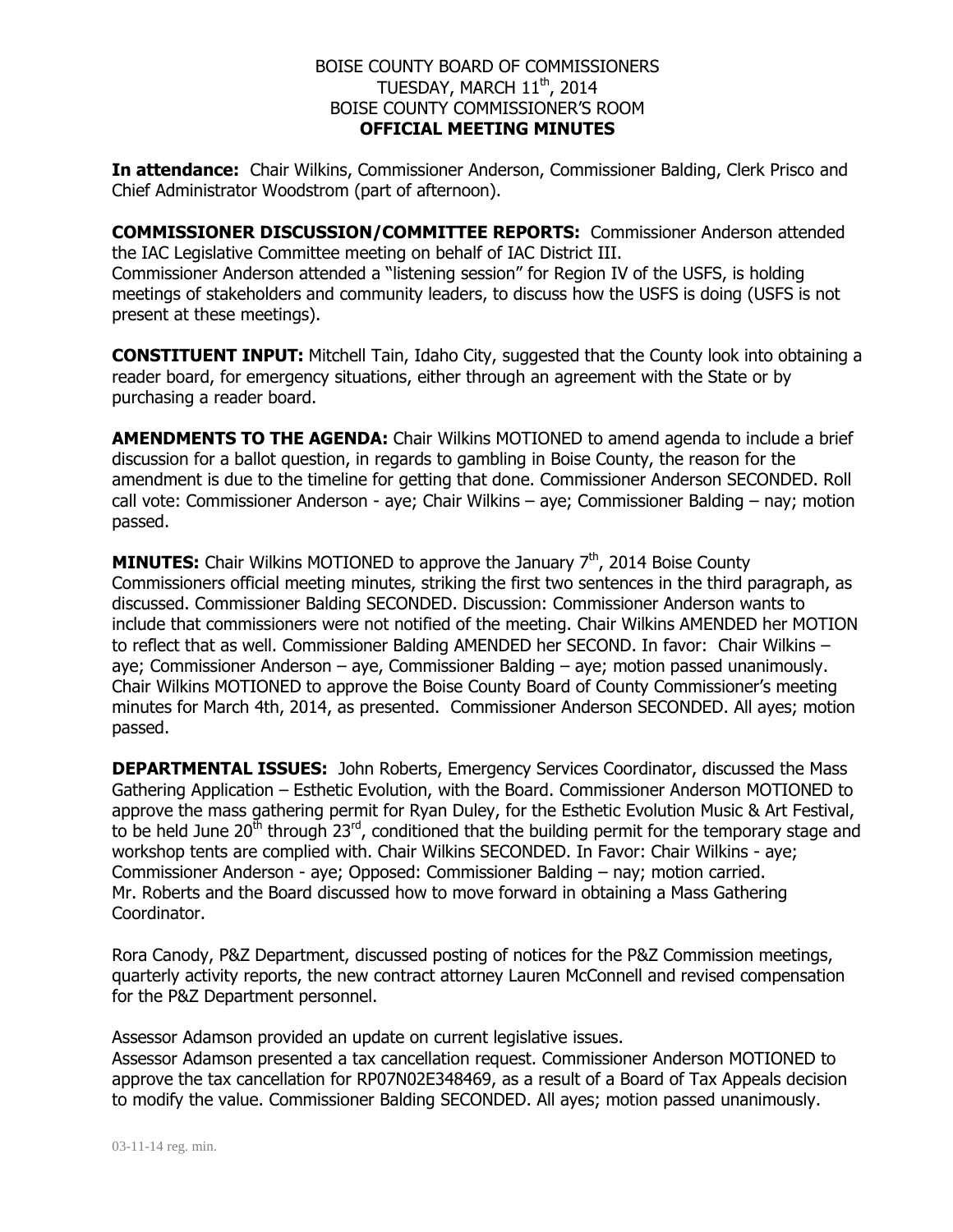BOISE COUNTY BOARD OF COMMISSIONERS
TUESDAY, MARCH 11th, 2014
BOISE COUNTY COMMISSIONER'S ROOM
**OFFICIAL MEETING MINUTES**

**In attendance:** Chair Wilkins, Commissioner Anderson, Commissioner Balding, Clerk Prisco and Chief Administrator Woodstrom (part of afternoon).

**COMMISSIONER DISCUSSION/COMMITTEE REPORTS:** Commissioner Anderson attended the IAC Legislative Committee meeting on behalf of IAC District III.
Commissioner Anderson attended a "listening session" for Region IV of the USFS, is holding meetings of stakeholders and community leaders, to discuss how the USFS is doing (USFS is not present at these meetings).

**CONSTITUENT INPUT:** Mitchell Tain, Idaho City, suggested that the County look into obtaining a reader board, for emergency situations, either through an agreement with the State or by purchasing a reader board.

**AMENDMENTS TO THE AGENDA:** Chair Wilkins MOTIONED to amend agenda to include a brief discussion for a ballot question, in regards to gambling in Boise County, the reason for the amendment is due to the timeline for getting that done. Commissioner Anderson SECONDED. Roll call vote: Commissioner Anderson - aye; Chair Wilkins – aye; Commissioner Balding – nay; motion passed.

**MINUTES:** Chair Wilkins MOTIONED to approve the January 7th, 2014 Boise County Commissioners official meeting minutes, striking the first two sentences in the third paragraph, as discussed. Commissioner Balding SECONDED. Discussion: Commissioner Anderson wants to include that commissioners were not notified of the meeting. Chair Wilkins AMENDED her MOTION to reflect that as well. Commissioner Balding AMENDED her SECOND. In favor: Chair Wilkins – aye; Commissioner Anderson – aye, Commissioner Balding – aye; motion passed unanimously. Chair Wilkins MOTIONED to approve the Boise County Board of County Commissioner's meeting minutes for March 4th, 2014, as presented. Commissioner Anderson SECONDED. All ayes; motion passed.

**DEPARTMENTAL ISSUES:** John Roberts, Emergency Services Coordinator, discussed the Mass Gathering Application – Esthetic Evolution, with the Board. Commissioner Anderson MOTIONED to approve the mass gathering permit for Ryan Duley, for the Esthetic Evolution Music & Art Festival, to be held June 20th through 23rd, conditioned that the building permit for the temporary stage and workshop tents are complied with. Chair Wilkins SECONDED. In Favor: Chair Wilkins - aye; Commissioner Anderson - aye; Opposed: Commissioner Balding – nay; motion carried.
Mr. Roberts and the Board discussed how to move forward in obtaining a Mass Gathering Coordinator.

Rora Canody, P&Z Department, discussed posting of notices for the P&Z Commission meetings, quarterly activity reports, the new contract attorney Lauren McConnell and revised compensation for the P&Z Department personnel.

Assessor Adamson provided an update on current legislative issues.
Assessor Adamson presented a tax cancellation request. Commissioner Anderson MOTIONED to approve the tax cancellation for RP07N02E348469, as a result of a Board of Tax Appeals decision to modify the value. Commissioner Balding SECONDED. All ayes; motion passed unanimously.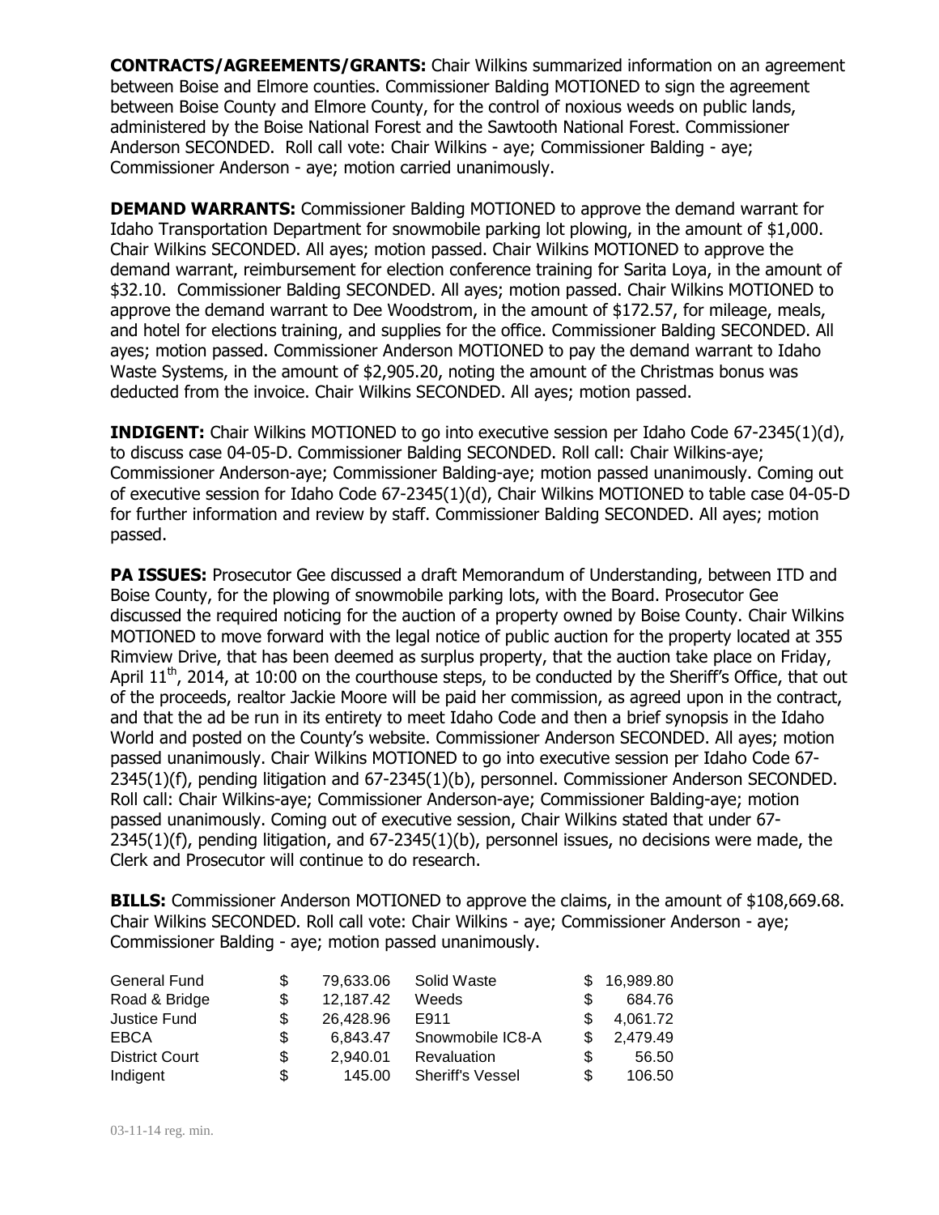**CONTRACTS/AGREEMENTS/GRANTS:** Chair Wilkins summarized information on an agreement between Boise and Elmore counties. Commissioner Balding MOTIONED to sign the agreement between Boise County and Elmore County, for the control of noxious weeds on public lands, administered by the Boise National Forest and the Sawtooth National Forest. Commissioner Anderson SECONDED. Roll call vote: Chair Wilkins - aye; Commissioner Balding - aye; Commissioner Anderson - aye; motion carried unanimously.

**DEMAND WARRANTS:** Commissioner Balding MOTIONED to approve the demand warrant for Idaho Transportation Department for snowmobile parking lot plowing, in the amount of $1,000. Chair Wilkins SECONDED. All ayes; motion passed. Chair Wilkins MOTIONED to approve the demand warrant, reimbursement for election conference training for Sarita Loya, in the amount of $32.10. Commissioner Balding SECONDED. All ayes; motion passed. Chair Wilkins MOTIONED to approve the demand warrant to Dee Woodstrom, in the amount of $172.57, for mileage, meals, and hotel for elections training, and supplies for the office. Commissioner Balding SECONDED. All ayes; motion passed. Commissioner Anderson MOTIONED to pay the demand warrant to Idaho Waste Systems, in the amount of $2,905.20, noting the amount of the Christmas bonus was deducted from the invoice. Chair Wilkins SECONDED. All ayes; motion passed.

**INDIGENT:** Chair Wilkins MOTIONED to go into executive session per Idaho Code 67-2345(1)(d), to discuss case 04-05-D. Commissioner Balding SECONDED. Roll call: Chair Wilkins-aye; Commissioner Anderson-aye; Commissioner Balding-aye; motion passed unanimously. Coming out of executive session for Idaho Code 67-2345(1)(d), Chair Wilkins MOTIONED to table case 04-05-D for further information and review by staff. Commissioner Balding SECONDED. All ayes; motion passed.

**PA ISSUES:** Prosecutor Gee discussed a draft Memorandum of Understanding, between ITD and Boise County, for the plowing of snowmobile parking lots, with the Board. Prosecutor Gee discussed the required noticing for the auction of a property owned by Boise County. Chair Wilkins MOTIONED to move forward with the legal notice of public auction for the property located at 355 Rimview Drive, that has been deemed as surplus property, that the auction take place on Friday, April 11th, 2014, at 10:00 on the courthouse steps, to be conducted by the Sheriff's Office, that out of the proceeds, realtor Jackie Moore will be paid her commission, as agreed upon in the contract, and that the ad be run in its entirety to meet Idaho Code and then a brief synopsis in the Idaho World and posted on the County's website. Commissioner Anderson SECONDED. All ayes; motion passed unanimously. Chair Wilkins MOTIONED to go into executive session per Idaho Code 67-2345(1)(f), pending litigation and 67-2345(1)(b), personnel. Commissioner Anderson SECONDED. Roll call: Chair Wilkins-aye; Commissioner Anderson-aye; Commissioner Balding-aye; motion passed unanimously. Coming out of executive session, Chair Wilkins stated that under 67-2345(1)(f), pending litigation, and 67-2345(1)(b), personnel issues, no decisions were made, the Clerk and Prosecutor will continue to do research.

**BILLS:** Commissioner Anderson MOTIONED to approve the claims, in the amount of $108,669.68. Chair Wilkins SECONDED. Roll call vote: Chair Wilkins - aye; Commissioner Anderson - aye; Commissioner Balding - aye; motion passed unanimously.

| Fund | Amount | Fund | Amount |
|---|---|---|---|
| General Fund | $ 79,633.06 | Solid Waste | $ 16,989.80 |
| Road & Bridge | $ 12,187.42 | Weeds | $ 684.76 |
| Justice Fund | $ 26,428.96 | E911 | $ 4,061.72 |
| EBCA | $ 6,843.47 | Snowmobile IC8-A | $ 2,479.49 |
| District Court | $ 2,940.01 | Revaluation | $ 56.50 |
| Indigent | $ 145.00 | Sheriff's Vessel | $ 106.50 |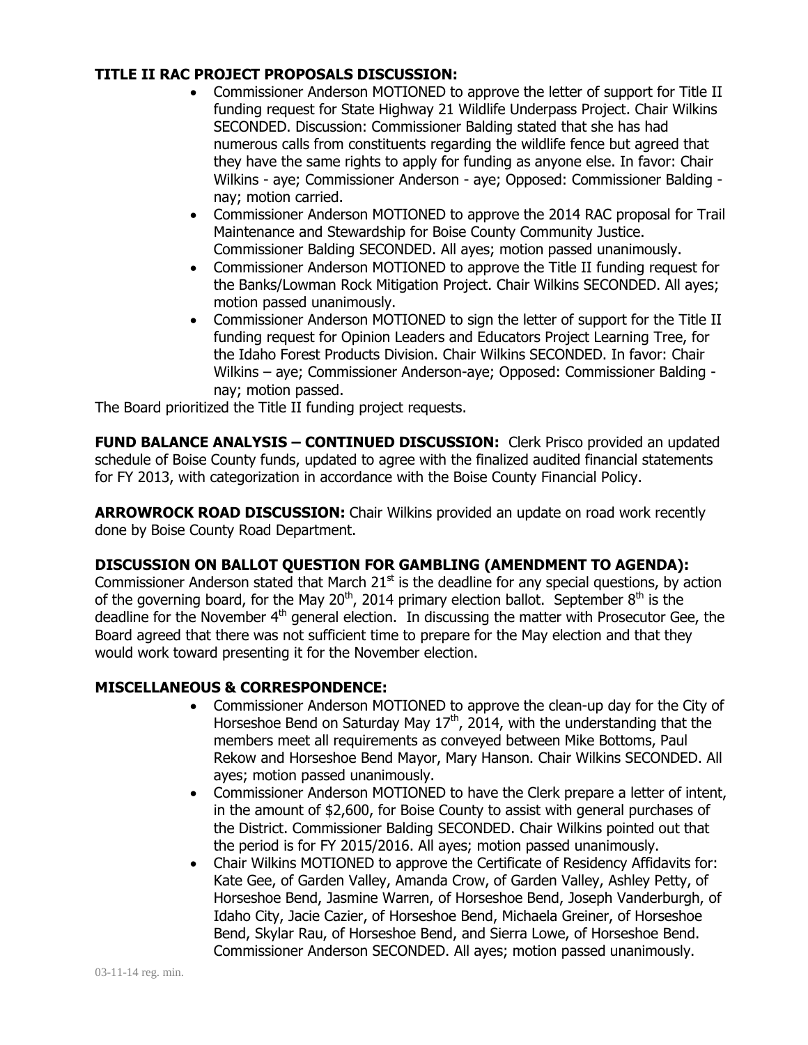**TITLE II RAC PROJECT PROPOSALS DISCUSSION:**

- Commissioner Anderson MOTIONED to approve the letter of support for Title II funding request for State Highway 21 Wildlife Underpass Project. Chair Wilkins SECONDED. Discussion: Commissioner Balding stated that she has had numerous calls from constituents regarding the wildlife fence but agreed that they have the same rights to apply for funding as anyone else. In favor: Chair Wilkins - aye; Commissioner Anderson - aye; Opposed: Commissioner Balding - nay; motion carried.
- Commissioner Anderson MOTIONED to approve the 2014 RAC proposal for Trail Maintenance and Stewardship for Boise County Community Justice. Commissioner Balding SECONDED. All ayes; motion passed unanimously.
- Commissioner Anderson MOTIONED to approve the Title II funding request for the Banks/Lowman Rock Mitigation Project. Chair Wilkins SECONDED. All ayes; motion passed unanimously.
- Commissioner Anderson MOTIONED to sign the letter of support for the Title II funding request for Opinion Leaders and Educators Project Learning Tree, for the Idaho Forest Products Division. Chair Wilkins SECONDED. In favor: Chair Wilkins – aye; Commissioner Anderson-aye; Opposed: Commissioner Balding - nay; motion passed.

The Board prioritized the Title II funding project requests.

**FUND BALANCE ANALYSIS – CONTINUED DISCUSSION:** Clerk Prisco provided an updated schedule of Boise County funds, updated to agree with the finalized audited financial statements for FY 2013, with categorization in accordance with the Boise County Financial Policy.

**ARROWROCK ROAD DISCUSSION:** Chair Wilkins provided an update on road work recently done by Boise County Road Department.

**DISCUSSION ON BALLOT QUESTION FOR GAMBLING (AMENDMENT TO AGENDA):** Commissioner Anderson stated that March 21st is the deadline for any special questions, by action of the governing board, for the May 20th, 2014 primary election ballot. September 8th is the deadline for the November 4th general election. In discussing the matter with Prosecutor Gee, the Board agreed that there was not sufficient time to prepare for the May election and that they would work toward presenting it for the November election.

**MISCELLANEOUS & CORRESPONDENCE:**

- Commissioner Anderson MOTIONED to approve the clean-up day for the City of Horseshoe Bend on Saturday May 17th, 2014, with the understanding that the members meet all requirements as conveyed between Mike Bottoms, Paul Rekow and Horseshoe Bend Mayor, Mary Hanson. Chair Wilkins SECONDED. All ayes; motion passed unanimously.
- Commissioner Anderson MOTIONED to have the Clerk prepare a letter of intent, in the amount of $2,600, for Boise County to assist with general purchases of the District. Commissioner Balding SECONDED. Chair Wilkins pointed out that the period is for FY 2015/2016. All ayes; motion passed unanimously.
- Chair Wilkins MOTIONED to approve the Certificate of Residency Affidavits for: Kate Gee, of Garden Valley, Amanda Crow, of Garden Valley, Ashley Petty, of Horseshoe Bend, Jasmine Warren, of Horseshoe Bend, Joseph Vanderburgh, of Idaho City, Jacie Cazier, of Horseshoe Bend, Michaela Greiner, of Horseshoe Bend, Skylar Rau, of Horseshoe Bend, and Sierra Lowe, of Horseshoe Bend. Commissioner Anderson SECONDED. All ayes; motion passed unanimously.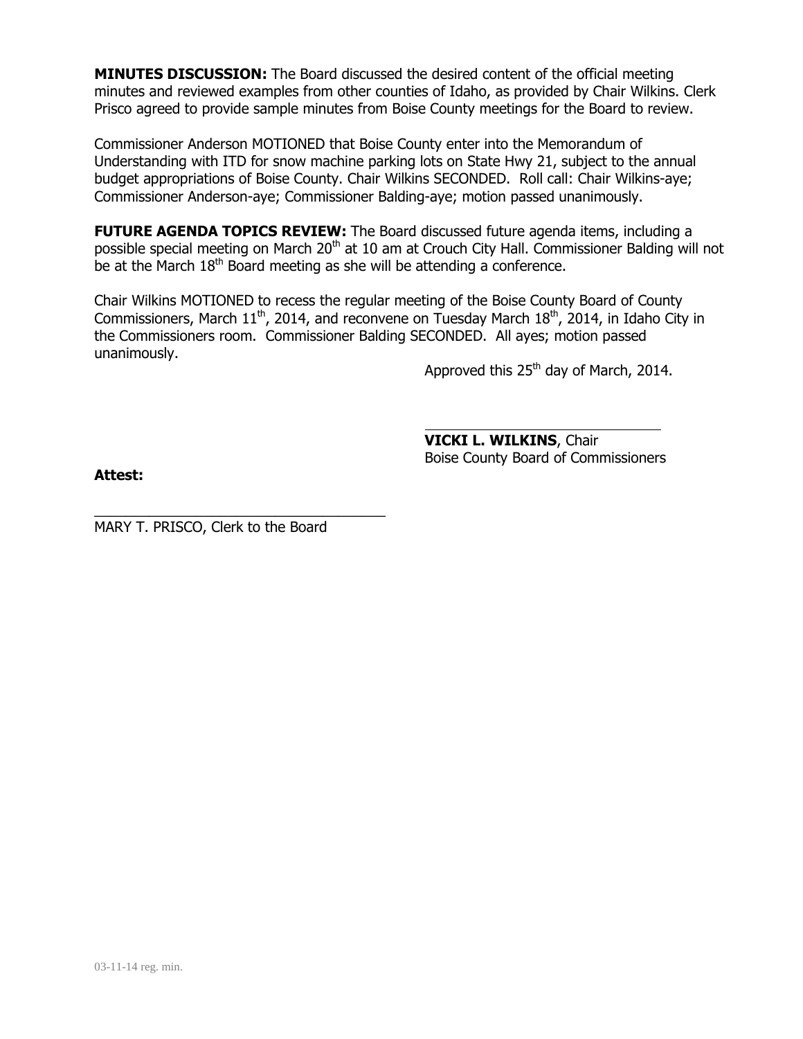**MINUTES DISCUSSION:** The Board discussed the desired content of the official meeting minutes and reviewed examples from other counties of Idaho, as provided by Chair Wilkins. Clerk Prisco agreed to provide sample minutes from Boise County meetings for the Board to review.

Commissioner Anderson MOTIONED that Boise County enter into the Memorandum of Understanding with ITD for snow machine parking lots on State Hwy 21, subject to the annual budget appropriations of Boise County. Chair Wilkins SECONDED. Roll call: Chair Wilkins-aye; Commissioner Anderson-aye; Commissioner Balding-aye; motion passed unanimously.

**FUTURE AGENDA TOPICS REVIEW:** The Board discussed future agenda items, including a possible special meeting on March 20th at 10 am at Crouch City Hall. Commissioner Balding will not be at the March 18th Board meeting as she will be attending a conference.

Chair Wilkins MOTIONED to recess the regular meeting of the Boise County Board of County Commissioners, March 11th, 2014, and reconvene on Tuesday March 18th, 2014, in Idaho City in the Commissioners room. Commissioner Balding SECONDED. All ayes; motion passed unanimously.

Approved this 25th day of March, 2014.

\_\_\_\_\_\_\_\_\_\_\_\_\_\_\_\_\_\_\_\_\_\_\_\_\_\_\_\_\_\_

**VICKI L. WILKINS**, Chair
Boise County Board of Commissioners

**Attest:**

\_\_\_\_\_\_\_\_\_\_\_\_\_\_\_\_\_\_\_\_\_\_\_\_\_\_\_\_\_\_

MARY T. PRISCO, Clerk to the Board